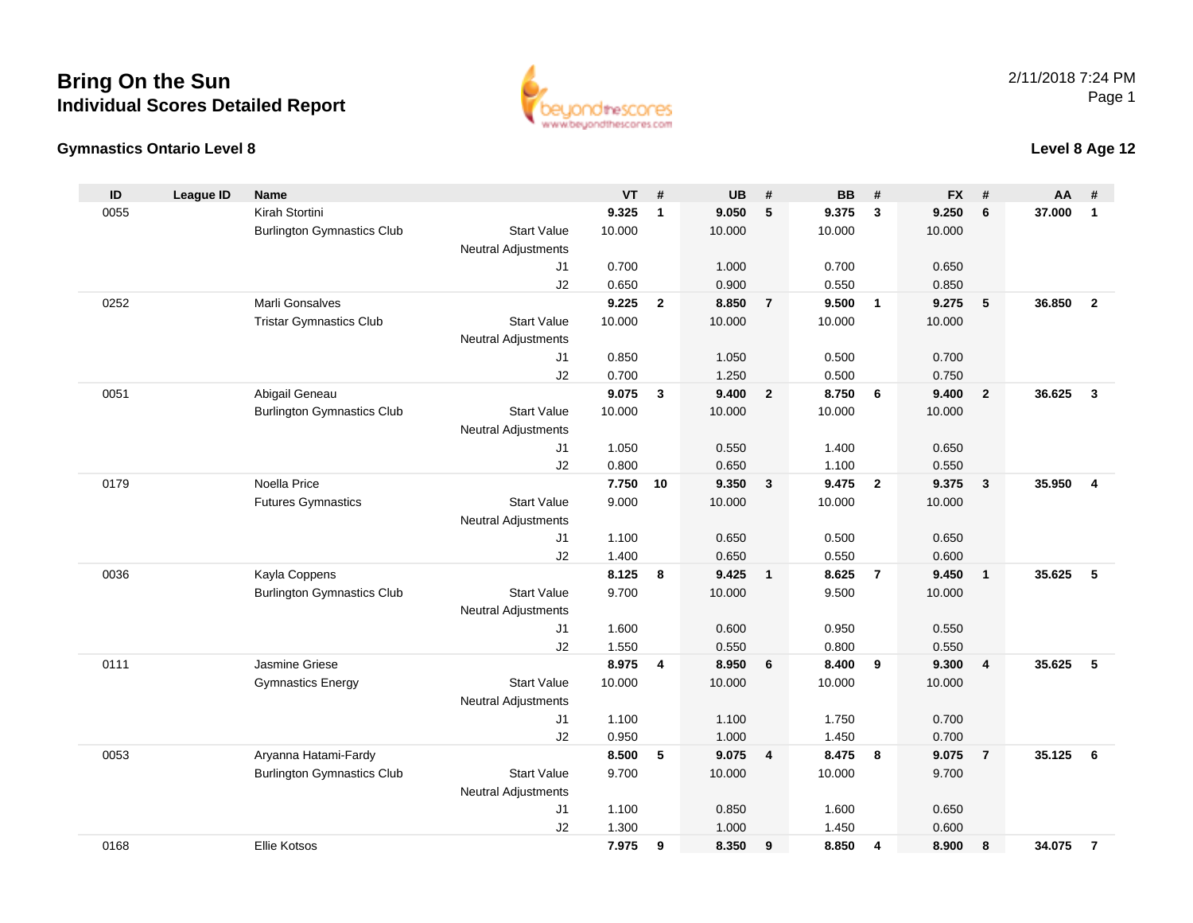# Bring On the Sun

## Individual Scores Detailed Report

2/11/2018 7:24 PM

### Gymnastics Ontario Level 8

### Level 8 Age 12

| ID | League ID | Name | | VT | # | UB | # | BB | # | FX | # | AA | # |
|---|---|---|---|---|---|---|---|---|---|---|---|---|---|
| 0055 | | Kirah Stortini | | **9.325** | **1** | **9.050** | **5** | **9.375** | **3** | **9.250** | **6** | **37.000** | **1** |
| | | Burlington Gymnastics Club | Start Value | 10.000 | | 10.000 | | 10.000 | | 10.000 | | | |
| | | | Neutral Adjustments | | | | | | | | | | |
| | | | J1 | 0.700 | | 1.000 | | 0.700 | | 0.650 | | | |
| | | | J2 | 0.650 | | 0.900 | | 0.550 | | 0.850 | | | |
| 0252 | | Marli Gonsalves | | **9.225** | **2** | **8.850** | **7** | **9.500** | **1** | **9.275** | **5** | **36.850** | **2** |
| | | Tristar Gymnastics Club | Start Value | 10.000 | | 10.000 | | 10.000 | | 10.000 | | | |
| | | | Neutral Adjustments | | | | | | | | | | |
| | | | J1 | 0.850 | | 1.050 | | 0.500 | | 0.700 | | | |
| | | | J2 | 0.700 | | 1.250 | | 0.500 | | 0.750 | | | |
| 0051 | | Abigail Geneau | | **9.075** | **3** | **9.400** | **2** | **8.750** | **6** | **9.400** | **2** | **36.625** | **3** |
| | | Burlington Gymnastics Club | Start Value | 10.000 | | 10.000 | | 10.000 | | 10.000 | | | |
| | | | Neutral Adjustments | | | | | | | | | | |
| | | | J1 | 1.050 | | 0.550 | | 1.400 | | 0.650 | | | |
| | | | J2 | 0.800 | | 0.650 | | 1.100 | | 0.550 | | | |
| 0179 | | Noella Price | | **7.750** | **10** | **9.350** | **3** | **9.475** | **2** | **9.375** | **3** | **35.950** | **4** |
| | | Futures Gymnastics | Start Value | 9.000 | | 10.000 | | 10.000 | | 10.000 | | | |
| | | | Neutral Adjustments | | | | | | | | | | |
| | | | J1 | 1.100 | | 0.650 | | 0.500 | | 0.650 | | | |
| | | | J2 | 1.400 | | 0.650 | | 0.550 | | 0.600 | | | |
| 0036 | | Kayla Coppens | | **8.125** | **8** | **9.425** | **1** | **8.625** | **7** | **9.450** | **1** | **35.625** | **5** |
| | | Burlington Gymnastics Club | Start Value | 9.700 | | 10.000 | | 9.500 | | 10.000 | | | |
| | | | Neutral Adjustments | | | | | | | | | | |
| | | | J1 | 1.600 | | 0.600 | | 0.950 | | 0.550 | | | |
| | | | J2 | 1.550 | | 0.550 | | 0.800 | | 0.550 | | | |
| 0111 | | Jasmine Griese | | **8.975** | **4** | **8.950** | **6** | **8.400** | **9** | **9.300** | **4** | **35.625** | **5** |
| | | Gymnastics Energy | Start Value | 10.000 | | 10.000 | | 10.000 | | 10.000 | | | |
| | | | Neutral Adjustments | | | | | | | | | | |
| | | | J1 | 1.100 | | 1.100 | | 1.750 | | 0.700 | | | |
| | | | J2 | 0.950 | | 1.000 | | 1.450 | | 0.700 | | | |
| 0053 | | Aryanna Hatami-Fardy | | **8.500** | **5** | **9.075** | **4** | **8.475** | **8** | **9.075** | **7** | **35.125** | **6** |
| | | Burlington Gymnastics Club | Start Value | 9.700 | | 10.000 | | 10.000 | | 9.700 | | | |
| | | | Neutral Adjustments | | | | | | | | | | |
| | | | J1 | 1.100 | | 0.850 | | 1.600 | | 0.650 | | | |
| | | | J2 | 1.300 | | 1.000 | | 1.450 | | 0.600 | | | |
| 0168 | | Ellie Kotsos | | **7.975** | **9** | **8.350** | **9** | **8.850** | **4** | **8.900** | **8** | **34.075** | **7** |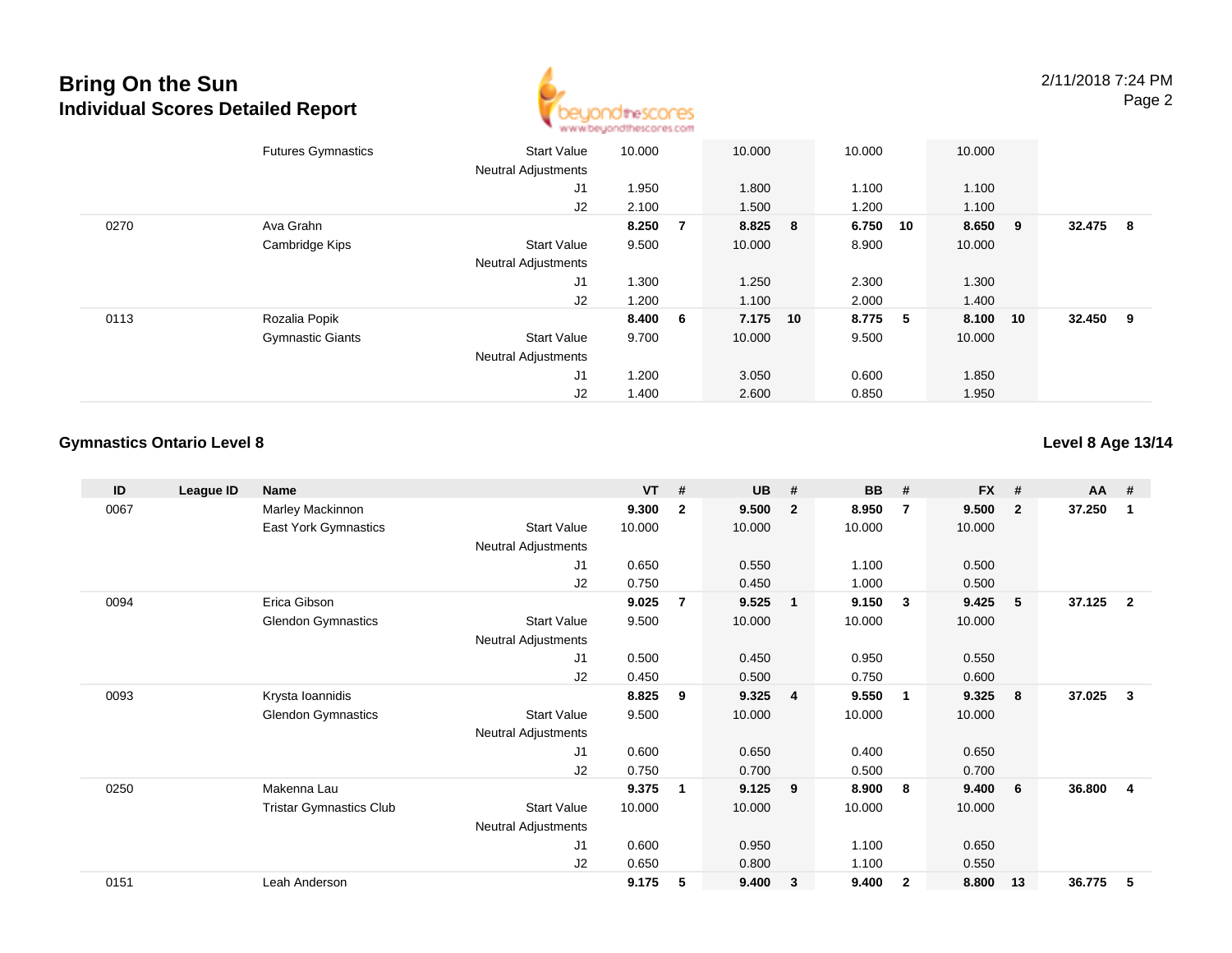# Bring On the Sun

## Individual Scores Detailed Report

2/11/2018 7:24 PM

| ID | League ID | Name | | VT | # | UB | # | BB | # | FX | # | AA | # |
|---|---|---|---|---|---|---|---|---|---|---|---|---|---|
| | | Futures Gymnastics | Start Value | 10.000 | | 10.000 | | 10.000 | | 10.000 | | | |
| | | | Neutral Adjustments | | | | | | | | | | |
| | | | J1 | 1.950 | | 1.800 | | 1.100 | | 1.100 | | | |
| | | | J2 | 2.100 | | 1.500 | | 1.200 | | 1.100 | | | |
| 0270 | | Ava Grahn | | **8.250** | **7** | **8.825** | **8** | **6.750** | **10** | **8.650** | **9** | **32.475** | **8** |
| | | Cambridge Kips | Start Value | 9.500 | | 10.000 | | 8.900 | | 10.000 | | | |
| | | | Neutral Adjustments | | | | | | | | | | |
| | | | J1 | 1.300 | | 1.250 | | 2.300 | | 1.300 | | | |
| | | | J2 | 1.200 | | 1.100 | | 2.000 | | 1.400 | | | |
| 0113 | | Rozalia Popik | | **8.400** | **6** | **7.175** | **10** | **8.775** | **5** | **8.100** | **10** | **32.450** | **9** |
| | | Gymnastic Giants | Start Value | 9.700 | | 10.000 | | 9.500 | | 10.000 | | | |
| | | | Neutral Adjustments | | | | | | | | | | |
| | | | J1 | 1.200 | | 3.050 | | 0.600 | | 1.850 | | | |
| | | | J2 | 1.400 | | 2.600 | | 0.850 | | 1.950 | | | |

### Gymnastics Ontario Level 8

**Level 8 Age 13/14**

| ID | League ID | Name | | VT | # | UB | # | BB | # | FX | # | AA | # |
|---|---|---|---|---|---|---|---|---|---|---|---|---|---|
| 0067 | | Marley Mackinnon | | **9.300** | **2** | **9.500** | **2** | **8.950** | **7** | **9.500** | **2** | **37.250** | **1** |
| | | East York Gymnastics | Start Value | 10.000 | | 10.000 | | 10.000 | | 10.000 | | | |
| | | | Neutral Adjustments | | | | | | | | | | |
| | | | J1 | 0.650 | | 0.550 | | 1.100 | | 0.500 | | | |
| | | | J2 | 0.750 | | 0.450 | | 1.000 | | 0.500 | | | |
| 0094 | | Erica Gibson | | **9.025** | **7** | **9.525** | **1** | **9.150** | **3** | **9.425** | **5** | **37.125** | **2** |
| | | Glendon Gymnastics | Start Value | 9.500 | | 10.000 | | 10.000 | | 10.000 | | | |
| | | | Neutral Adjustments | | | | | | | | | | |
| | | | J1 | 0.500 | | 0.450 | | 0.950 | | 0.550 | | | |
| | | | J2 | 0.450 | | 0.500 | | 0.750 | | 0.600 | | | |
| 0093 | | Krysta Ioannidis | | **8.825** | **9** | **9.325** | **4** | **9.550** | **1** | **9.325** | **8** | **37.025** | **3** |
| | | Glendon Gymnastics | Start Value | 9.500 | | 10.000 | | 10.000 | | 10.000 | | | |
| | | | Neutral Adjustments | | | | | | | | | | |
| | | | J1 | 0.600 | | 0.650 | | 0.400 | | 0.650 | | | |
| | | | J2 | 0.750 | | 0.700 | | 0.500 | | 0.700 | | | |
| 0250 | | Makenna Lau | | **9.375** | **1** | **9.125** | **9** | **8.900** | **8** | **9.400** | **6** | **36.800** | **4** |
| | | Tristar Gymnastics Club | Start Value | 10.000 | | 10.000 | | 10.000 | | 10.000 | | | |
| | | | Neutral Adjustments | | | | | | | | | | |
| | | | J1 | 0.600 | | 0.950 | | 1.100 | | 0.650 | | | |
| | | | J2 | 0.650 | | 0.800 | | 1.100 | | 0.550 | | | |
| 0151 | | Leah Anderson | | **9.175** | **5** | **9.400** | **3** | **9.400** | **2** | **8.800** | **13** | **36.775** | **5** |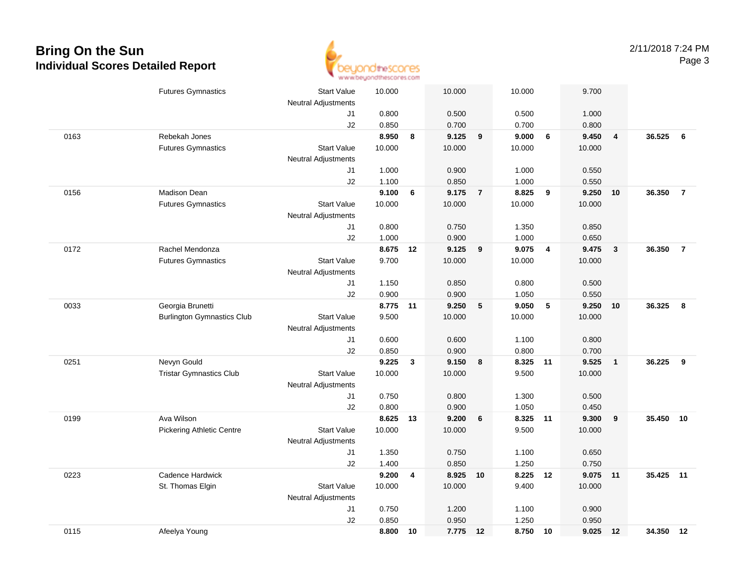# Bring On the Sun

## Individual Scores Detailed Report

2/11/2018 7:24 PM

| # | Name / Club | | Vault | Rk | Bars | Rk | Beam | Rk | Floor | Rk | AA | Rk |
|---|---|---|---|---|---|---|---|---|---|---|---|---|
| | Futures Gymnastics | Start Value | 10.000 | | 10.000 | | 10.000 | | 9.700 | | | |
| | | Neutral Adjustments | | | | | | | | | | |
| | | J1 | 0.800 | | 0.500 | | 0.500 | | 1.000 | | | |
| | | J2 | 0.850 | | 0.700 | | 0.700 | | 0.800 | | | |
| 0163 | Rebekah Jones | | **8.950** | **8** | **9.125** | **9** | **9.000** | **6** | **9.450** | **4** | **36.525** | **6** |
| | Futures Gymnastics | Start Value | 10.000 | | 10.000 | | 10.000 | | 10.000 | | | |
| | | Neutral Adjustments | | | | | | | | | | |
| | | J1 | 1.000 | | 0.900 | | 1.000 | | 0.550 | | | |
| | | J2 | 1.100 | | 0.850 | | 1.000 | | 0.550 | | | |
| 0156 | Madison Dean | | **9.100** | **6** | **9.175** | **7** | **8.825** | **9** | **9.250** | **10** | **36.350** | **7** |
| | Futures Gymnastics | Start Value | 10.000 | | 10.000 | | 10.000 | | 10.000 | | | |
| | | Neutral Adjustments | | | | | | | | | | |
| | | J1 | 0.800 | | 0.750 | | 1.350 | | 0.850 | | | |
| | | J2 | 1.000 | | 0.900 | | 1.000 | | 0.650 | | | |
| 0172 | Rachel Mendonza | | **8.675** | **12** | **9.125** | **9** | **9.075** | **4** | **9.475** | **3** | **36.350** | **7** |
| | Futures Gymnastics | Start Value | 9.700 | | 10.000 | | 10.000 | | 10.000 | | | |
| | | Neutral Adjustments | | | | | | | | | | |
| | | J1 | 1.150 | | 0.850 | | 0.800 | | 0.500 | | | |
| | | J2 | 0.900 | | 0.900 | | 1.050 | | 0.550 | | | |
| 0033 | Georgia Brunetti | | **8.775** | **11** | **9.250** | **5** | **9.050** | **5** | **9.250** | **10** | **36.325** | **8** |
| | Burlington Gymnastics Club | Start Value | 9.500 | | 10.000 | | 10.000 | | 10.000 | | | |
| | | Neutral Adjustments | | | | | | | | | | |
| | | J1 | 0.600 | | 0.600 | | 1.100 | | 0.800 | | | |
| | | J2 | 0.850 | | 0.900 | | 0.800 | | 0.700 | | | |
| 0251 | Nevyn Gould | | **9.225** | **3** | **9.150** | **8** | **8.325** | **11** | **9.525** | **1** | **36.225** | **9** |
| | Tristar Gymnastics Club | Start Value | 10.000 | | 10.000 | | 9.500 | | 10.000 | | | |
| | | Neutral Adjustments | | | | | | | | | | |
| | | J1 | 0.750 | | 0.800 | | 1.300 | | 0.500 | | | |
| | | J2 | 0.800 | | 0.900 | | 1.050 | | 0.450 | | | |
| 0199 | Ava Wilson | | **8.625** | **13** | **9.200** | **6** | **8.325** | **11** | **9.300** | **9** | **35.450** | **10** |
| | Pickering Athletic Centre | Start Value | 10.000 | | 10.000 | | 9.500 | | 10.000 | | | |
| | | Neutral Adjustments | | | | | | | | | | |
| | | J1 | 1.350 | | 0.750 | | 1.100 | | 0.650 | | | |
| | | J2 | 1.400 | | 0.850 | | 1.250 | | 0.750 | | | |
| 0223 | Cadence Hardwick | | **9.200** | **4** | **8.925** | **10** | **8.225** | **12** | **9.075** | **11** | **35.425** | **11** |
| | St. Thomas Elgin | Start Value | 10.000 | | 10.000 | | 9.400 | | 10.000 | | | |
| | | Neutral Adjustments | | | | | | | | | | |
| | | J1 | 0.750 | | 1.200 | | 1.100 | | 0.900 | | | |
| | | J2 | 0.850 | | 0.950 | | 1.250 | | 0.950 | | | |
| 0115 | Afeelya Young | | **8.800** | **10** | **7.775** | **12** | **8.750** | **10** | **9.025** | **12** | **34.350** | **12** |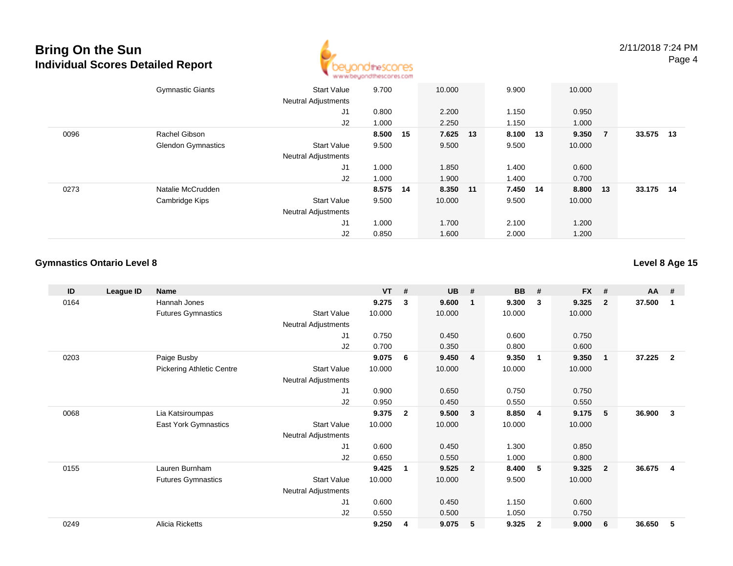# Bring On the Sun
## Individual Scores Detailed Report

| ID | League ID | Name | | VT | # | UB | # | BB | # | FX | # | AA | # |
|---|---|---|---|---|---|---|---|---|---|---|---|---|---|
| | | Gymnastic Giants | Start Value | 9.700 | | 10.000 | | 9.900 | | 10.000 | | | |
| | | | Neutral Adjustments | | | | | | | | | | |
| | | | J1 | 0.800 | | 2.200 | | 1.150 | | 0.950 | | | |
| | | | J2 | 1.000 | | 2.250 | | 1.150 | | 1.000 | | | |
| 0096 | | Rachel Gibson | | **8.500** | **15** | **7.625** | **13** | **8.100** | **13** | **9.350** | **7** | **33.575** | **13** |
| | | Glendon Gymnastics | Start Value | 9.500 | | 9.500 | | 9.500 | | 10.000 | | | |
| | | | Neutral Adjustments | | | | | | | | | | |
| | | | J1 | 1.000 | | 1.850 | | 1.400 | | 0.600 | | | |
| | | | J2 | 1.000 | | 1.900 | | 1.400 | | 0.700 | | | |
| 0273 | | Natalie McCrudden | | **8.575** | **14** | **8.350** | **11** | **7.450** | **14** | **8.800** | **13** | **33.175** | **14** |
| | | Cambridge Kips | Start Value | 9.500 | | 10.000 | | 9.500 | | 10.000 | | | |
| | | | Neutral Adjustments | | | | | | | | | | |
| | | | J1 | 1.000 | | 1.700 | | 2.100 | | 1.200 | | | |
| | | | J2 | 0.850 | | 1.600 | | 2.000 | | 1.200 | | | |

### Gymnastics Ontario Level 8

**Level 8 Age 15**

| ID | League ID | Name | | VT | # | UB | # | BB | # | FX | # | AA | # |
|---|---|---|---|---|---|---|---|---|---|---|---|---|---|
| 0164 | | Hannah Jones | | **9.275** | **3** | **9.600** | **1** | **9.300** | **3** | **9.325** | **2** | **37.500** | **1** |
| | | Futures Gymnastics | Start Value | 10.000 | | 10.000 | | 10.000 | | 10.000 | | | |
| | | | Neutral Adjustments | | | | | | | | | | |
| | | | J1 | 0.750 | | 0.450 | | 0.600 | | 0.750 | | | |
| | | | J2 | 0.700 | | 0.350 | | 0.800 | | 0.600 | | | |
| 0203 | | Paige Busby | | **9.075** | **6** | **9.450** | **4** | **9.350** | **1** | **9.350** | **1** | **37.225** | **2** |
| | | Pickering Athletic Centre | Start Value | 10.000 | | 10.000 | | 10.000 | | 10.000 | | | |
| | | | Neutral Adjustments | | | | | | | | | | |
| | | | J1 | 0.900 | | 0.650 | | 0.750 | | 0.750 | | | |
| | | | J2 | 0.950 | | 0.450 | | 0.550 | | 0.550 | | | |
| 0068 | | Lia Katsiroumpas | | **9.375** | **2** | **9.500** | **3** | **8.850** | **4** | **9.175** | **5** | **36.900** | **3** |
| | | East York Gymnastics | Start Value | 10.000 | | 10.000 | | 10.000 | | 10.000 | | | |
| | | | Neutral Adjustments | | | | | | | | | | |
| | | | J1 | 0.600 | | 0.450 | | 1.300 | | 0.850 | | | |
| | | | J2 | 0.650 | | 0.550 | | 1.000 | | 0.800 | | | |
| 0155 | | Lauren Burnham | | **9.425** | **1** | **9.525** | **2** | **8.400** | **5** | **9.325** | **2** | **36.675** | **4** |
| | | Futures Gymnastics | Start Value | 10.000 | | 10.000 | | 9.500 | | 10.000 | | | |
| | | | Neutral Adjustments | | | | | | | | | | |
| | | | J1 | 0.600 | | 0.450 | | 1.150 | | 0.600 | | | |
| | | | J2 | 0.550 | | 0.500 | | 1.050 | | 0.750 | | | |
| 0249 | | Alicia Ricketts | | **9.250** | **4** | **9.075** | **5** | **9.325** | **2** | **9.000** | **6** | **36.650** | **5** |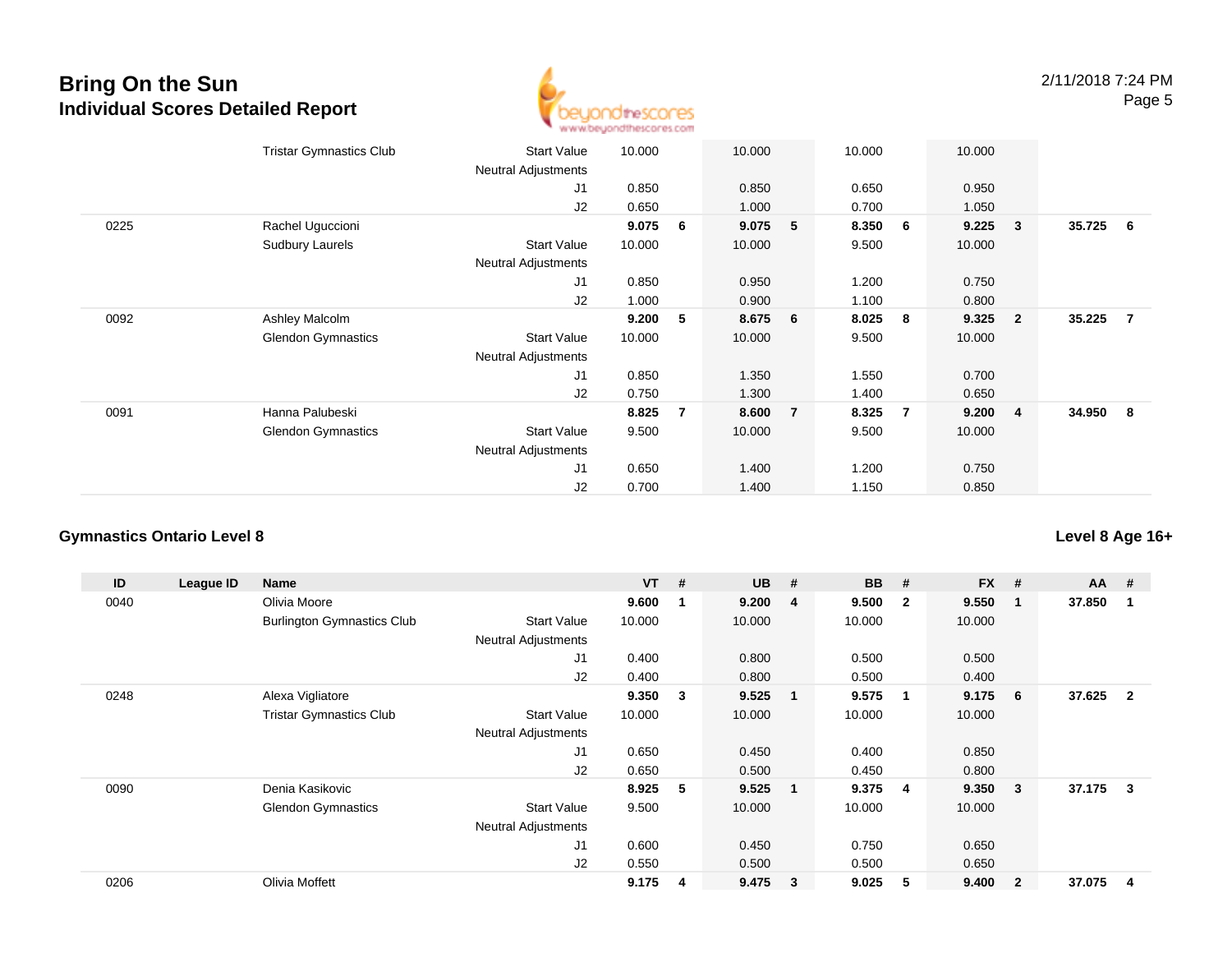## Bring On the Sun
### Individual Scores Detailed Report

2/11/2018 7:24 PM

| ID | League ID | Name | | VT | # | UB | # | BB | # | FX | # | AA | # |
|---|---|---|---|---|---|---|---|---|---|---|---|---|---|
| | | Tristar Gymnastics Club | Start Value | 10.000 | | 10.000 | | 10.000 | | 10.000 | | | |
| | | | Neutral Adjustments | | | | | | | | | | |
| | | | J1 | 0.850 | | 0.850 | | 0.650 | | 0.950 | | | |
| | | | J2 | 0.650 | | 1.000 | | 0.700 | | 1.050 | | | |
| 0225 | | Rachel Uguccioni | | **9.075** | **6** | **9.075** | **5** | **8.350** | **6** | **9.225** | **3** | **35.725** | **6** |
| | | Sudbury Laurels | Start Value | 10.000 | | 10.000 | | 9.500 | | 10.000 | | | |
| | | | Neutral Adjustments | | | | | | | | | | |
| | | | J1 | 0.850 | | 0.950 | | 1.200 | | 0.750 | | | |
| | | | J2 | 1.000 | | 0.900 | | 1.100 | | 0.800 | | | |
| 0092 | | Ashley Malcolm | | **9.200** | **5** | **8.675** | **6** | **8.025** | **8** | **9.325** | **2** | **35.225** | **7** |
| | | Glendon Gymnastics | Start Value | 10.000 | | 10.000 | | 9.500 | | 10.000 | | | |
| | | | Neutral Adjustments | | | | | | | | | | |
| | | | J1 | 0.850 | | 1.350 | | 1.550 | | 0.700 | | | |
| | | | J2 | 0.750 | | 1.300 | | 1.400 | | 0.650 | | | |
| 0091 | | Hanna Palubeski | | **8.825** | **7** | **8.600** | **7** | **8.325** | **7** | **9.200** | **4** | **34.950** | **8** |
| | | Glendon Gymnastics | Start Value | 9.500 | | 10.000 | | 9.500 | | 10.000 | | | |
| | | | Neutral Adjustments | | | | | | | | | | |
| | | | J1 | 0.650 | | 1.400 | | 1.200 | | 0.750 | | | |
| | | | J2 | 0.700 | | 1.400 | | 1.150 | | 0.850 | | | |

### Gymnastics Ontario Level 8

**Level 8 Age 16+**

| ID | League ID | Name | | VT | # | UB | # | BB | # | FX | # | AA | # |
|---|---|---|---|---|---|---|---|---|---|---|---|---|---|
| 0040 | | Olivia Moore | | **9.600** | **1** | **9.200** | **4** | **9.500** | **2** | **9.550** | **1** | **37.850** | **1** |
| | | Burlington Gymnastics Club | Start Value | 10.000 | | 10.000 | | 10.000 | | 10.000 | | | |
| | | | Neutral Adjustments | | | | | | | | | | |
| | | | J1 | 0.400 | | 0.800 | | 0.500 | | 0.500 | | | |
| | | | J2 | 0.400 | | 0.800 | | 0.500 | | 0.400 | | | |
| 0248 | | Alexa Vigliatore | | **9.350** | **3** | **9.525** | **1** | **9.575** | **1** | **9.175** | **6** | **37.625** | **2** |
| | | Tristar Gymnastics Club | Start Value | 10.000 | | 10.000 | | 10.000 | | 10.000 | | | |
| | | | Neutral Adjustments | | | | | | | | | | |
| | | | J1 | 0.650 | | 0.450 | | 0.400 | | 0.850 | | | |
| | | | J2 | 0.650 | | 0.500 | | 0.450 | | 0.800 | | | |
| 0090 | | Denia Kasikovic | | **8.925** | **5** | **9.525** | **1** | **9.375** | **4** | **9.350** | **3** | **37.175** | **3** |
| | | Glendon Gymnastics | Start Value | 9.500 | | 10.000 | | 10.000 | | 10.000 | | | |
| | | | Neutral Adjustments | | | | | | | | | | |
| | | | J1 | 0.600 | | 0.450 | | 0.750 | | 0.650 | | | |
| | | | J2 | 0.550 | | 0.500 | | 0.500 | | 0.650 | | | |
| 0206 | | Olivia Moffett | | **9.175** | **4** | **9.475** | **3** | **9.025** | **5** | **9.400** | **2** | **37.075** | **4** |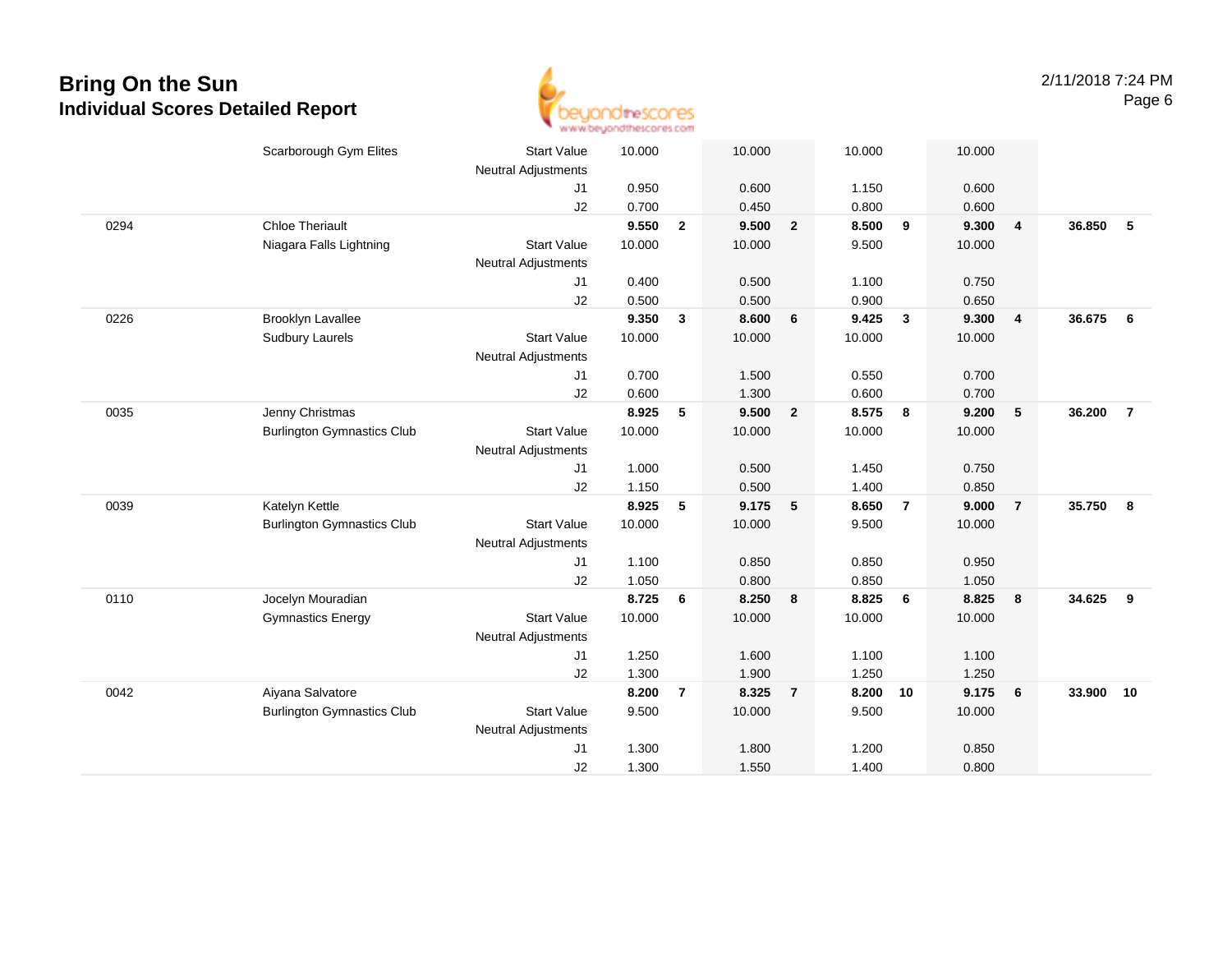# Bring On the Sun

## Individual Scores Detailed Report

| | | | | | | | | | | | | |
|---|---|---|---|---|---|---|---|---|---|---|---|---|
| | Scarborough Gym Elites | Start Value | 10.000 | | 10.000 | | 10.000 | | 10.000 | | | |
| | | Neutral Adjustments | | | | | | | | | | |
| | | J1 | 0.950 | | 0.600 | | 1.150 | | 0.600 | | | |
| | | J2 | 0.700 | | 0.450 | | 0.800 | | 0.600 | | | |
| 0294 | Chloe Theriault | | **9.550** | **2** | **9.500** | **2** | **8.500** | **9** | **9.300** | **4** | **36.850** | **5** |
| | Niagara Falls Lightning | Start Value | 10.000 | | 10.000 | | 9.500 | | 10.000 | | | |
| | | Neutral Adjustments | | | | | | | | | | |
| | | J1 | 0.400 | | 0.500 | | 1.100 | | 0.750 | | | |
| | | J2 | 0.500 | | 0.500 | | 0.900 | | 0.650 | | | |
| 0226 | Brooklyn Lavallee | | **9.350** | **3** | **8.600** | **6** | **9.425** | **3** | **9.300** | **4** | **36.675** | **6** |
| | Sudbury Laurels | Start Value | 10.000 | | 10.000 | | 10.000 | | 10.000 | | | |
| | | Neutral Adjustments | | | | | | | | | | |
| | | J1 | 0.700 | | 1.500 | | 0.550 | | 0.700 | | | |
| | | J2 | 0.600 | | 1.300 | | 0.600 | | 0.700 | | | |
| 0035 | Jenny Christmas | | **8.925** | **5** | **9.500** | **2** | **8.575** | **8** | **9.200** | **5** | **36.200** | **7** |
| | Burlington Gymnastics Club | Start Value | 10.000 | | 10.000 | | 10.000 | | 10.000 | | | |
| | | Neutral Adjustments | | | | | | | | | | |
| | | J1 | 1.000 | | 0.500 | | 1.450 | | 0.750 | | | |
| | | J2 | 1.150 | | 0.500 | | 1.400 | | 0.850 | | | |
| 0039 | Katelyn Kettle | | **8.925** | **5** | **9.175** | **5** | **8.650** | **7** | **9.000** | **7** | **35.750** | **8** |
| | Burlington Gymnastics Club | Start Value | 10.000 | | 10.000 | | 9.500 | | 10.000 | | | |
| | | Neutral Adjustments | | | | | | | | | | |
| | | J1 | 1.100 | | 0.850 | | 0.850 | | 0.950 | | | |
| | | J2 | 1.050 | | 0.800 | | 0.850 | | 1.050 | | | |
| 0110 | Jocelyn Mouradian | | **8.725** | **6** | **8.250** | **8** | **8.825** | **6** | **8.825** | **8** | **34.625** | **9** |
| | Gymnastics Energy | Start Value | 10.000 | | 10.000 | | 10.000 | | 10.000 | | | |
| | | Neutral Adjustments | | | | | | | | | | |
| | | J1 | 1.250 | | 1.600 | | 1.100 | | 1.100 | | | |
| | | J2 | 1.300 | | 1.900 | | 1.250 | | 1.250 | | | |
| 0042 | Aiyana Salvatore | | **8.200** | **7** | **8.325** | **7** | **8.200** | **10** | **9.175** | **6** | **33.900** | **10** |
| | Burlington Gymnastics Club | Start Value | 9.500 | | 10.000 | | 9.500 | | 10.000 | | | |
| | | Neutral Adjustments | | | | | | | | | | |
| | | J1 | 1.300 | | 1.800 | | 1.200 | | 0.850 | | | |
| | | J2 | 1.300 | | 1.550 | | 1.400 | | 0.800 | | | |